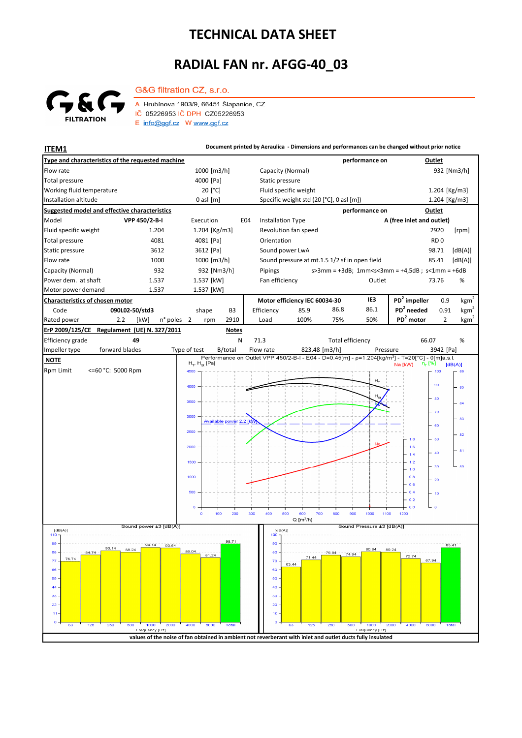# TECHNICAL DATA SHEET

## RADIAL FAN nr. AFGG-40_03

G&G FILTRATION

G&G filtration CZ, s.r.o.

A Hrubínova 1903/9, 66451 Šlapanice, CZ
IČ 05226953 IČ DPH CZ05226953
E info@ggf.cz W www.ggf.cz

**ITEM1**

**Document printed by Aeraulica - Dimensions and performances can be changed without prior notice**

| **Type and characteristics of the requested machine** | | | **performance on** | **Outlet** |
|---|---|---|---|---|
| Flow rate | 1000 [m3/h] | | Capacity (Normal) | 932 [Nm3/h] |
| Total pressure | 4000 [Pa] | | Static pressure | |
| Working fluid temperature | 20 [°C] | | Fluid specific weight | 1.204 [Kg/m3] |
| Installation altitude | 0 asl [m] | | Specific weight std (20 [°C], 0 asl [m]) | 1.204 [Kg/m3] |

| **Suggested model and effective characteristics** | | | | **performance on** | **Outlet** |
|---|---|---|---|---|---|
| Model | VPP 450/2-B-I | Execution | E04 | Installation Type | A (free inlet and outlet) |
| Fluid specific weight | 1.204 | 1.204 [Kg/m3] | | Revolution fan speed | 2920 [rpm] |
| Total pressure | 4081 | 4081 [Pa] | | Orientation | RD 0 |
| Static pressure | 3612 | 3612 [Pa] | | Sound power LwA | 98.71 [dB(A)] |
| Flow rate | 1000 | 1000 [m3/h] | | Sound pressure at mt.1.5 1/2 sf in open field | 85.41 [dB(A)] |
| Capacity (Normal) | 932 | 932 [Nm3/h] | | Pipings | s>3mm = +3dB; 1mm<s<3mm = +4,5dB ; s<1mm = +6dB |
| Power dem. at shaft | 1.537 | 1.537 [kW] | | Fan efficiency | Outlet 73.76 % |
| Motor power demand | 1.537 | 1.537 [kW] | | | |

| **Characteristics of chosen motor** | | | | **Motor efficiency IEC 60034-30** | | | IE3 | | |
|---|---|---|---|---|---|---|---|---|---|
| Code | 090L02-50/std3 | shape | B3 | Efficiency | 85.9 | 86.8 | 86.1 | $PD^2$ impeller | 0.9 $kgm^2$ |
| Rated power | 2.2 [kW] | n° poles 2 | rpm 2910 | Load | 100% | 75% | 50% | $PD^2$ needed | 0.91 $kgm^2$ |
| | | | | | | | | $PD^2$ motor | 2 $kgm^2$ |

| **ErP 2009/125/CE Regulament (UE) N. 327/2011** | | **Notes** | | | |
|---|---|---|---|---|---|
| Efficiency grade | 49 | N | 71.3 | Total efficiency | 66.07 % |
| Impeller type | forward blades | Type of test B/total | Flow rate 823.48 [m3/h] | Pressure | 3942 [Pa] |

**NOTE**

Rpm Limit <=60 °C: 5000 Rpm

Performance on Outlet VPP 450/2-B-I - E04 - D=0.45[m] - ρ=1.204[kg/m³] - T=20[°C] - 0[m]a.s.l.

Sound power ±3 [dB(A)]

| Frequency [Hz] | 63 | 125 | 250 | 500 | 1000 | 2000 | 4000 | 8000 | Total |
|---|---|---|---|---|---|---|---|---|---|
| [dB(A)] | 76.74 | 84.74 | 90.14 | 88.24 | 94.14 | 93.64 | 86.04 | 81.24 | 98.71 |

Sound Pressure ±3 [dB(A)]

| Frequency [Hz] | 63 | 125 | 250 | 500 | 1000 | 2000 | 4000 | 8000 | Total |
|---|---|---|---|---|---|---|---|---|---|
| [dB(A)] | 63.44 | 71.44 | 76.84 | 74.94 | 80.84 | 80.24 | 72.74 | 67.94 | 85.41 |

**values of the noise of fan obtained in ambient not reverberant with inlet and outlet ducts fully insulated**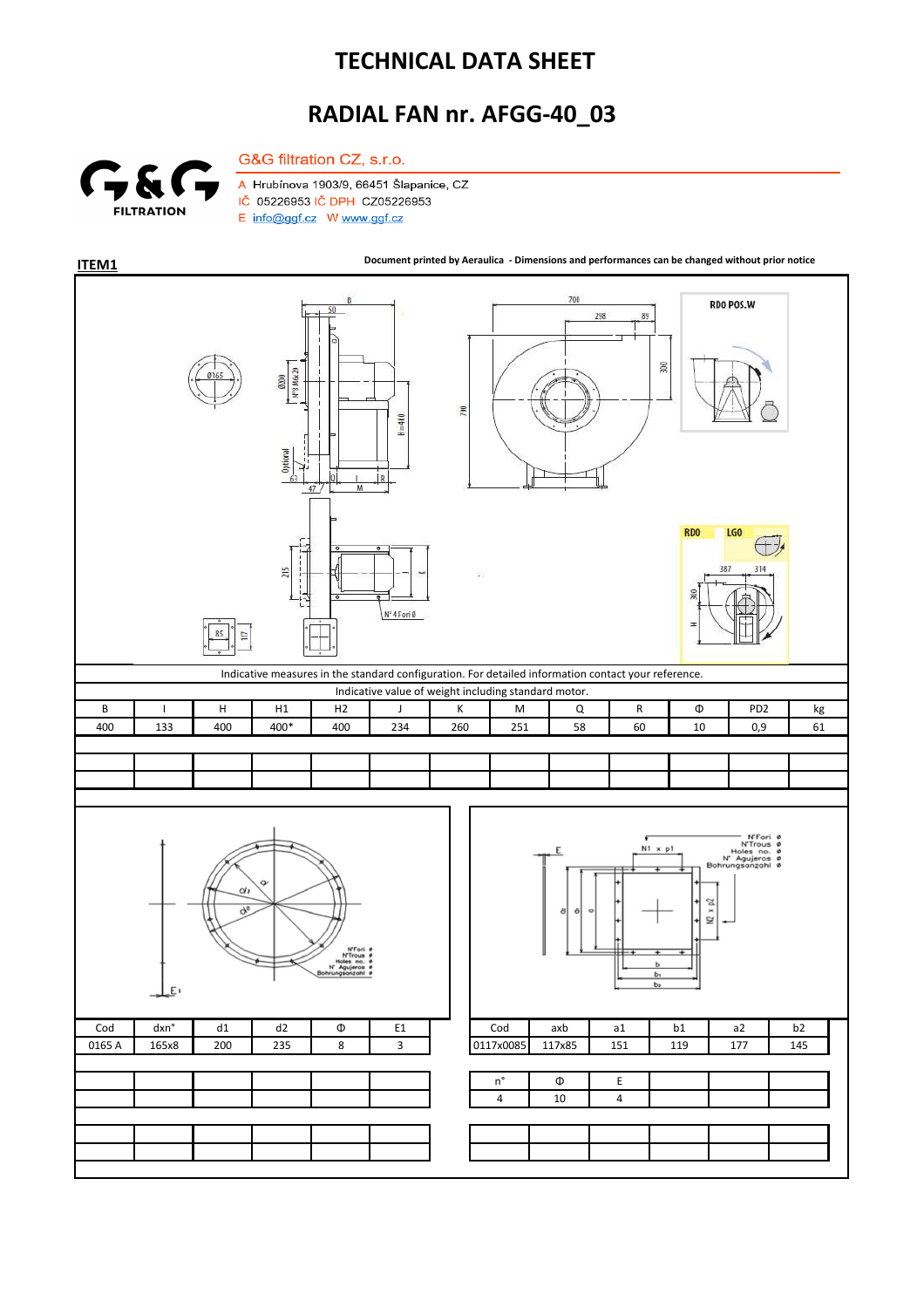# TECHNICAL DATA SHEET

# RADIAL FAN nr. AFGG-40_03

G&G filtration CZ, s.r.o.

A Hrubínova 1903/9, 66451 Šlapanice, CZ
IČ 05226953 IČ DPH CZ05226953
E info@ggf.cz W www.ggf.cz

**ITEM1**

**Document printed by Aeraulica - Dimensions and performances can be changed without prior notice**

Indicative measures in the standard configuration. For detailed information contact your reference.

Indicative value of weight including standard motor.

| B | I | H | H1 | H2 | J | K | M | Q | R | Φ | PD2 | kg |
|---|---|---|---|---|---|---|---|---|---|---|---|---|
| 400 | 133 | 400 | 400* | 400 | 234 | 260 | 251 | 58 | 60 | 10 | 0,9 | 61 |

| Cod | dxn° | d1 | d2 | Φ | E1 |
|---|---|---|---|---|---|
| 0165 A | 165x8 | 200 | 235 | 8 | 3 |

| Cod | axb | a1 | b1 | a2 | b2 |
|---|---|---|---|---|---|
| 0117x0085 | 117x85 | 151 | 119 | 177 | 145 |

| n° | Φ | E |
|---|---|---|
| 4 | 10 | 4 |